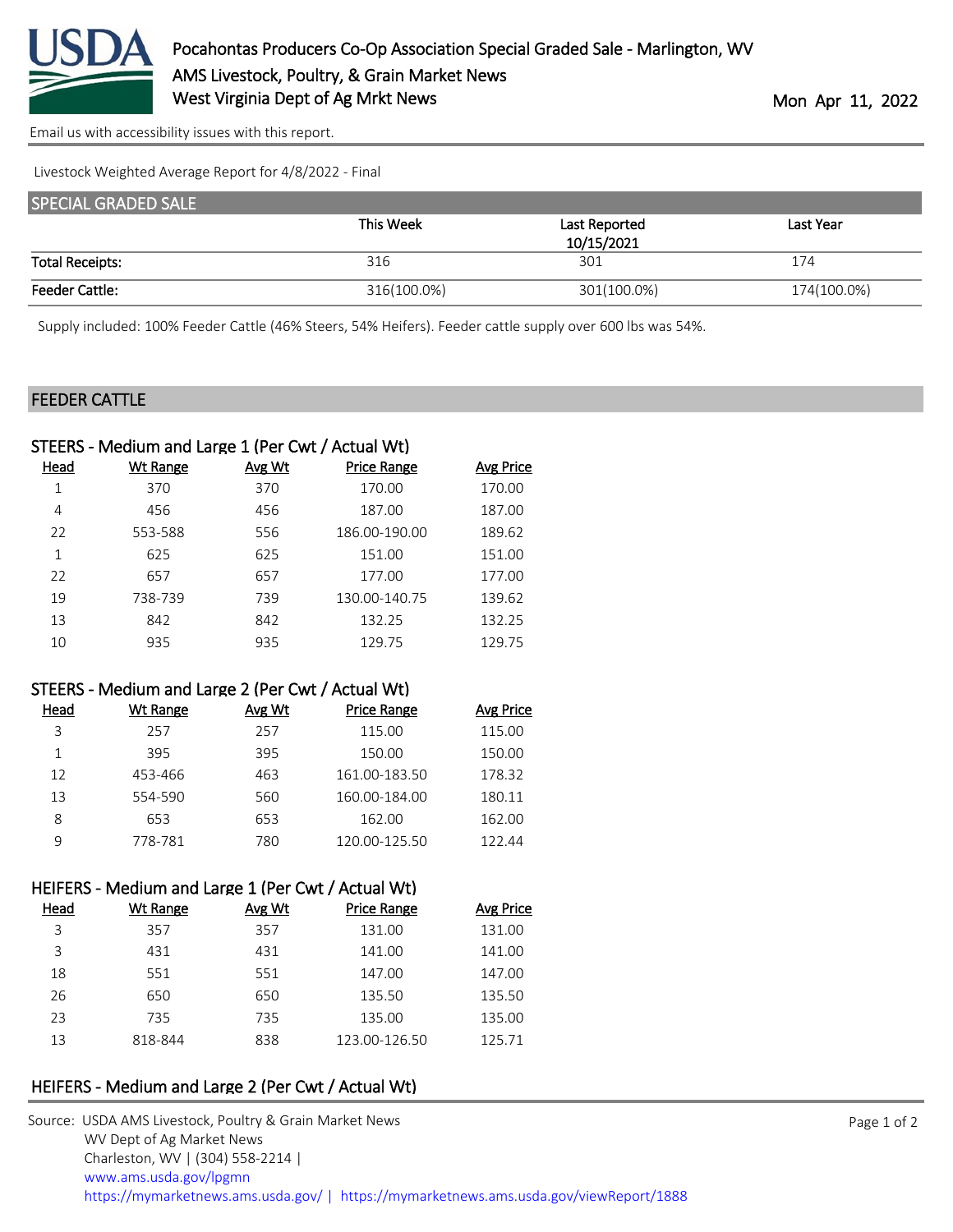# Pocahontas Producers Co-Op Association Special Graded Sale - Marlington, WV

AMS Livestock, Poultry, & Grain Market News

West Virginia Dept of Ag Mrkt News

Mon Apr 11, 2022

Email us with accessibility issues with this report.

Livestock Weighted Average Report for 4/8/2022 - Final

## SPECIAL GRADED SALE

| | This Week | Last Reported 10/15/2021 | Last Year |
|---|---|---|---|
| Total Receipts: | 316 | 301 | 174 |
| Feeder Cattle: | 316(100.0%) | 301(100.0%) | 174(100.0%) |

Supply included: 100% Feeder Cattle (46% Steers, 54% Heifers). Feeder cattle supply over 600 lbs was 54%.

## FEEDER CATTLE

### STEERS - Medium and Large 1 (Per Cwt / Actual Wt)

| Head | Wt Range | Avg Wt | Price Range | Avg Price |
|---|---|---|---|---|
| 1 | 370 | 370 | 170.00 | 170.00 |
| 4 | 456 | 456 | 187.00 | 187.00 |
| 22 | 553-588 | 556 | 186.00-190.00 | 189.62 |
| 1 | 625 | 625 | 151.00 | 151.00 |
| 22 | 657 | 657 | 177.00 | 177.00 |
| 19 | 738-739 | 739 | 130.00-140.75 | 139.62 |
| 13 | 842 | 842 | 132.25 | 132.25 |
| 10 | 935 | 935 | 129.75 | 129.75 |

### STEERS - Medium and Large 2 (Per Cwt / Actual Wt)

| Head | Wt Range | Avg Wt | Price Range | Avg Price |
|---|---|---|---|---|
| 3 | 257 | 257 | 115.00 | 115.00 |
| 1 | 395 | 395 | 150.00 | 150.00 |
| 12 | 453-466 | 463 | 161.00-183.50 | 178.32 |
| 13 | 554-590 | 560 | 160.00-184.00 | 180.11 |
| 8 | 653 | 653 | 162.00 | 162.00 |
| 9 | 778-781 | 780 | 120.00-125.50 | 122.44 |

### HEIFERS - Medium and Large 1 (Per Cwt / Actual Wt)

| Head | Wt Range | Avg Wt | Price Range | Avg Price |
|---|---|---|---|---|
| 3 | 357 | 357 | 131.00 | 131.00 |
| 3 | 431 | 431 | 141.00 | 141.00 |
| 18 | 551 | 551 | 147.00 | 147.00 |
| 26 | 650 | 650 | 135.50 | 135.50 |
| 23 | 735 | 735 | 135.00 | 135.00 |
| 13 | 818-844 | 838 | 123.00-126.50 | 125.71 |

### HEIFERS - Medium and Large 2 (Per Cwt / Actual Wt)

Source: USDA AMS Livestock, Poultry & Grain Market News
WV Dept of Ag Market News
Charleston, WV | (304) 558-2214 |
www.ams.usda.gov/lpgmn
https://mymarketnews.ams.usda.gov/ | https://mymarketnews.ams.usda.gov/viewReport/1888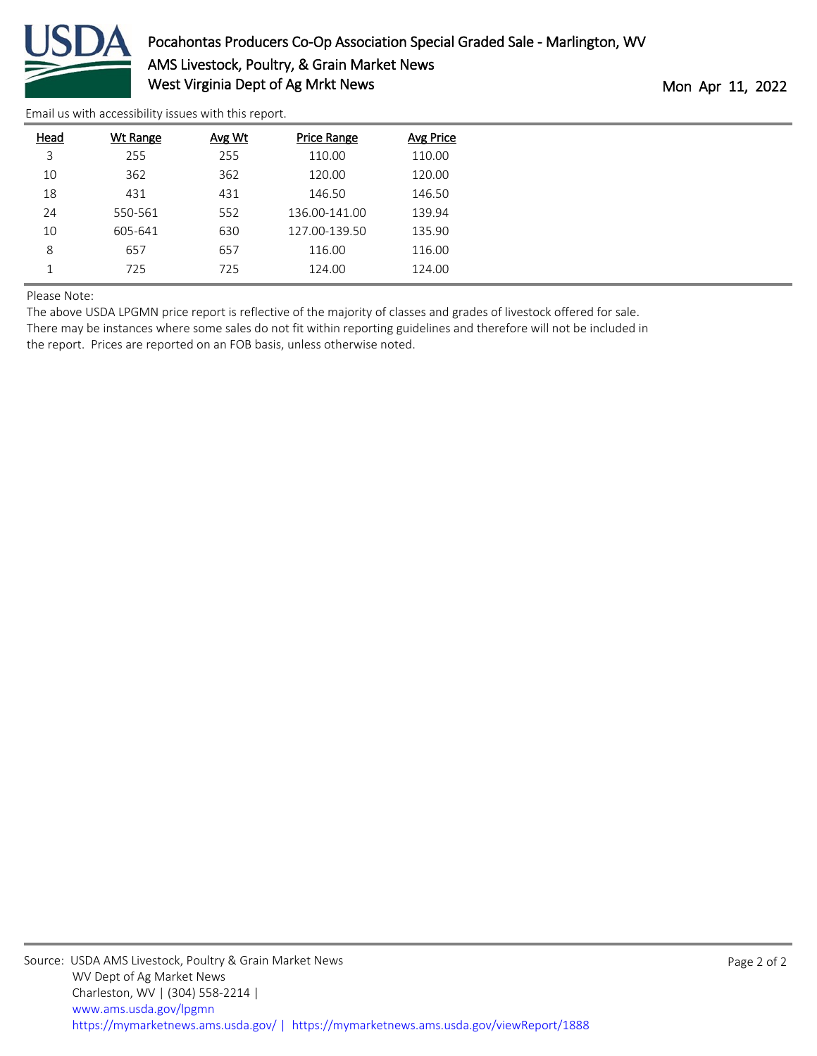Email us with accessibility issues with this report.

| Head | Wt Range | Avg Wt | Price Range | Avg Price |
|---|---|---|---|---|
| 3 | 255 | 255 | 110.00 | 110.00 |
| 10 | 362 | 362 | 120.00 | 120.00 |
| 18 | 431 | 431 | 146.50 | 146.50 |
| 24 | 550-561 | 552 | 136.00-141.00 | 139.94 |
| 10 | 605-641 | 630 | 127.00-139.50 | 135.90 |
| 8 | 657 | 657 | 116.00 | 116.00 |
| 1 | 725 | 725 | 124.00 | 124.00 |

Please Note:

The above USDA LPGMN price report is reflective of the majority of classes and grades of livestock offered for sale. There may be instances where some sales do not fit within reporting guidelines and therefore will not be included in the report. Prices are reported on an FOB basis, unless otherwise noted.

Source: USDA AMS Livestock, Poultry & Grain Market News
WV Dept of Ag Market News
Charleston, WV | (304) 558-2214 |
www.ams.usda.gov/lpgmn
https://mymarketnews.ams.usda.gov/ | https://mymarketnews.ams.usda.gov/viewReport/1888